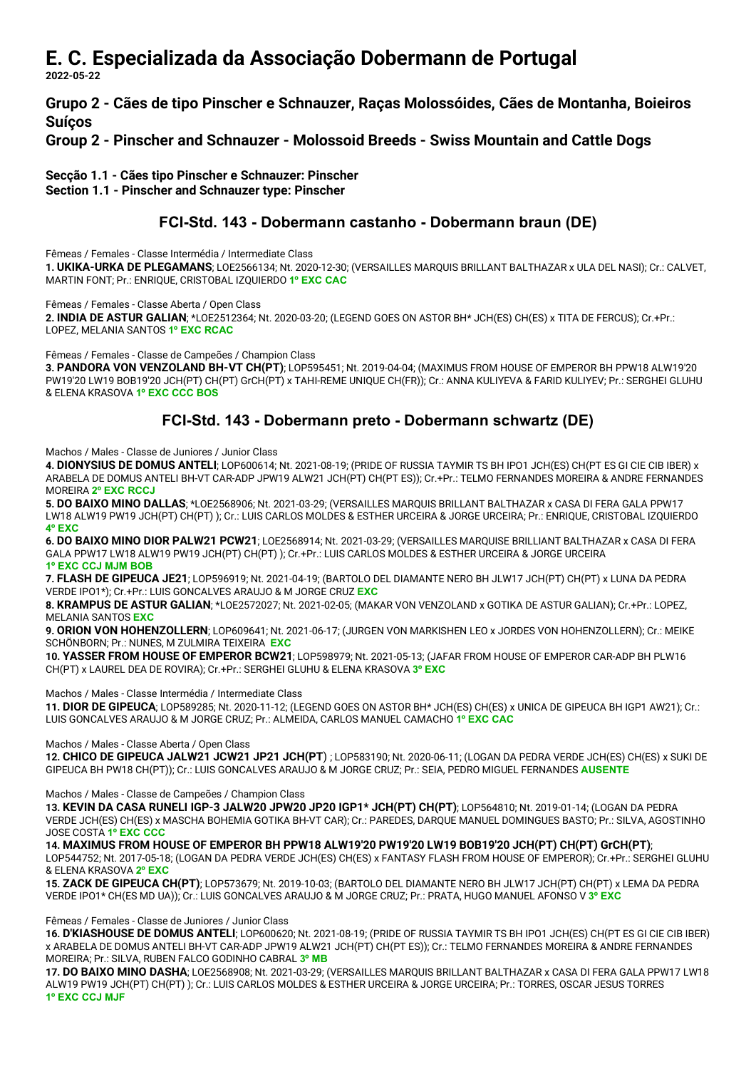# E. C. Especializada da Associação Dobermann de Portugal

**2022-05-22**

## Grupo 2 - Cães de tipo Pinscher e Schnauzer, Raças Molossóides, Cães de Montanha, Boieiros Suíços

## Group 2 - Pinscher and Schnauzer - Molossoid Breeds - Swiss Mountain and Cattle Dogs

**Secção 1.1 - Cães tipo Pinscher e Schnauzer: Pinscher**
**Section 1.1 - Pinscher and Schnauzer type: Pinscher**

### FCI-Std. 143 - Dobermann castanho - Dobermann braun (DE)

Fêmeas / Females - Classe Intermédia / Intermediate Class

**1. UKIKA-URKA DE PLEGAMANS**; LOE2566134; Nt. 2020-12-30; (VERSAILLES MARQUIS BRILLANT BALTHAZAR x ULA DEL NASI); Cr.: CALVET, MARTIN FONT; Pr.: ENRIQUE, CRISTOBAL IZQUIERDO **1º EXC CAC**

Fêmeas / Females - Classe Aberta / Open Class

**2. INDIA DE ASTUR GALIAN**; *LOE2512364; Nt. 2020-03-20; (LEGEND GOES ON ASTOR BH* JCH(ES) CH(ES) x TITA DE FERCUS); Cr.+Pr.: LOPEZ, MELANIA SANTOS **1º EXC RCAC**

Fêmeas / Females - Classe de Campeões / Champion Class

**3. PANDORA VON VENZOLAND BH-VT CH(PT)**; LOP595451; Nt. 2019-04-04; (MAXIMUS FROM HOUSE OF EMPEROR BH PPW18 ALW19'20 PW19'20 LW19 BOB19'20 JCH(PT) CH(PT) GrCH(PT) x TAHI-REME UNIQUE CH(FR)); Cr.: ANNA KULIYEVA & FARID KULIYEV; Pr.: SERGHEI GLUHU & ELENA KRASOVA **1º EXC CCC BOS**

### FCI-Std. 143 - Dobermann preto - Dobermann schwartz (DE)

Machos / Males - Classe de Juniores / Junior Class

**4. DIONYSIUS DE DOMUS ANTELI**; LOP600614; Nt. 2021-08-19; (PRIDE OF RUSSIA TAYMIR TS BH IPO1 JCH(ES) CH(PT ES GI CIE CIB IBER) x ARABELA DE DOMUS ANTELI BH-VT CAR-ADP JPW19 ALW21 JCH(PT) CH(PT ES)); Cr.+Pr.: TELMO FERNANDES MOREIRA & ANDRE FERNANDES MOREIRA **2º EXC RCCJ**

**5. DO BAIXO MINO DALLAS**; *LOE2568906; Nt. 2021-03-29; (VERSAILLES MARQUIS BRILLANT BALTHAZAR x CASA DI FERA GALA PPW17 LW18 ALW19 PW19 JCH(PT) CH(PT) ); Cr.: LUIS CARLOS MOLDES & ESTHER URCEIRA & JORGE URCEIRA; Pr.: ENRIQUE, CRISTOBAL IZQUIERDO **4º EXC**

**6. DO BAIXO MINO DIOR PALW21 PCW21**; LOE2568914; Nt. 2021-03-29; (VERSAILLES MARQUISE BRILLIANT BALTHAZAR x CASA DI FERA GALA PPW17 LW18 ALW19 PW19 JCH(PT) CH(PT) ); Cr.+Pr.: LUIS CARLOS MOLDES & ESTHER URCEIRA & JORGE URCEIRA **1º EXC CCJ MJM BOB**

**7. FLASH DE GIPEUCA JE21**; LOP596919; Nt. 2021-04-19; (BARTOLO DEL DIAMANTE NERO BH JLW17 JCH(PT) CH(PT) x LUNA DA PEDRA VERDE IPO1*); Cr.+Pr.: LUIS GONCALVES ARAUJO & M JORGE CRUZ **EXC**

**8. KRAMPUS DE ASTUR GALIAN**; *LOE2572027; Nt. 2021-02-05; (MAKAR VON VENZOLAND x GOTIKA DE ASTUR GALIAN); Cr.+Pr.: LOPEZ, MELANIA SANTOS **EXC**

**9. ORION VON HOHENZOLLERN**; LOP609641; Nt. 2021-06-17; (JURGEN VON MARKISHEN LEO x JORDES VON HOHENZOLLERN); Cr.: MEIKE SCHÖNBORN; Pr.: NUNES, M ZULMIRA TEIXEIRA **EXC**

**10. YASSER FROM HOUSE OF EMPEROR BCW21**; LOP598979; Nt. 2021-05-13; (JAFAR FROM HOUSE OF EMPEROR CAR-ADP BH PLW16 CH(PT) x LAUREL DEA DE ROVIRA); Cr.+Pr.: SERGHEI GLUHU & ELENA KRASOVA **3º EXC**

Machos / Males - Classe Intermédia / Intermediate Class

**11. DIOR DE GIPEUCA**; LOP589285; Nt. 2020-11-12; (LEGEND GOES ON ASTOR BH* JCH(ES) CH(ES) x UNICA DE GIPEUCA BH IGP1 AW21); Cr.: LUIS GONCALVES ARAUJO & M JORGE CRUZ; Pr.: ALMEIDA, CARLOS MANUEL CAMACHO **1º EXC CAC**

Machos / Males - Classe Aberta / Open Class

**12. CHICO DE GIPEUCA JALW21 JCW21 JP21 JCH(PT**) ; LOP583190; Nt. 2020-06-11; (LOGAN DA PEDRA VERDE JCH(ES) CH(ES) x SUKI DE GIPEUCA BH PW18 CH(PT)); Cr.: LUIS GONCALVES ARAUJO & M JORGE CRUZ; Pr.: SEIA, PEDRO MIGUEL FERNANDES **AUSENTE**

Machos / Males - Classe de Campeões / Champion Class

**13. KEVIN DA CASA RUNELI IGP-3 JALW20 JPW20 JP20 IGP1* JCH(PT) CH(PT)**; LOP564810; Nt. 2019-01-14; (LOGAN DA PEDRA VERDE JCH(ES) CH(ES) x MASCHA BOHEMIA GOTIKA BH-VT CAR); Cr.: PAREDES, DARQUE MANUEL DOMINGUES BASTO; Pr.: SILVA, AGOSTINHO JOSE COSTA **1º EXC CCC**

**14. MAXIMUS FROM HOUSE OF EMPEROR BH PPW18 ALW19'20 PW19'20 LW19 BOB19'20 JCH(PT) CH(PT) GrCH(PT)**; LOP544752; Nt. 2017-05-18; (LOGAN DA PEDRA VERDE JCH(ES) CH(ES) x FANTASY FLASH FROM HOUSE OF EMPEROR); Cr.+Pr.: SERGHEI GLUHU & ELENA KRASOVA **2º EXC**

**15. ZACK DE GIPEUCA CH(PT)**; LOP573679; Nt. 2019-10-03; (BARTOLO DEL DIAMANTE NERO BH JLW17 JCH(PT) CH(PT) x LEMA DA PEDRA VERDE IPO1* CH(ES MD UA)); Cr.: LUIS GONCALVES ARAUJO & M JORGE CRUZ; Pr.: PRATA, HUGO MANUEL AFONSO V **3º EXC**

Fêmeas / Females - Classe de Juniores / Junior Class

**16. D'KIASHOUSE DE DOMUS ANTELI**; LOP600620; Nt. 2021-08-19; (PRIDE OF RUSSIA TAYMIR TS BH IPO1 JCH(ES) CH(PT ES GI CIE CIB IBER) x ARABELA DE DOMUS ANTELI BH-VT CAR-ADP JPW19 ALW21 JCH(PT) CH(PT ES)); Cr.: TELMO FERNANDES MOREIRA & ANDRE FERNANDES MOREIRA; Pr.: SILVA, RUBEN FALCO GODINHO CABRAL **3º MB**

**17. DO BAIXO MINO DASHA**; LOE2568908; Nt. 2021-03-29; (VERSAILLES MARQUIS BRILLANT BALTHAZAR x CASA DI FERA GALA PPW17 LW18 ALW19 PW19 JCH(PT) CH(PT) ); Cr.: LUIS CARLOS MOLDES & ESTHER URCEIRA & JORGE URCEIRA; Pr.: TORRES, OSCAR JESUS TORRES **1º EXC CCJ MJF**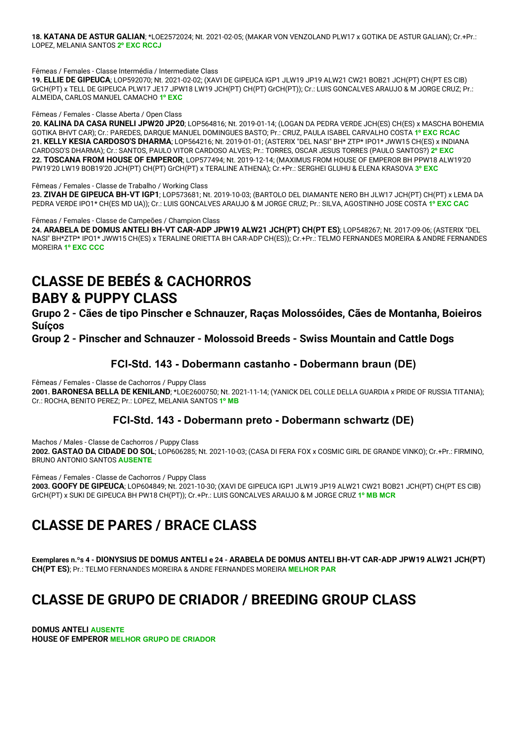**18. KATANA DE ASTUR GALIAN**; *LOE2572024; Nt. 2021-02-05; (MAKAR VON VENZOLAND PLW17 x GOTIKA DE ASTUR GALIAN); Cr.+Pr.: LOPEZ, MELANIA SANTOS **2º EXC RCCJ**

Fêmeas / Females - Classe Intermédia / Intermediate Class

**19. ELLIE DE GIPEUCA**; LOP592070; Nt. 2021-02-02; (XAVI DE GIPEUCA IGP1 JLW19 JP19 ALW21 CW21 BOB21 JCH(PT) CH(PT ES CIB) GrCH(PT) x TELL DE GIPEUCA PLW17 JE17 JPW18 LW19 JCH(PT) CH(PT) GrCH(PT)); Cr.: LUIS GONCALVES ARAUJO & M JORGE CRUZ; Pr.: ALMEIDA, CARLOS MANUEL CAMACHO **1º EXC**

Fêmeas / Females - Classe Aberta / Open Class

**20. KALINA DA CASA RUNELI JPW20 JP20**; LOP564816; Nt. 2019-01-14; (LOGAN DA PEDRA VERDE JCH(ES) CH(ES) x MASCHA BOHEMIA GOTIKA BHVT CAR); Cr.: PAREDES, DARQUE MANUEL DOMINGUES BASTO; Pr.: CRUZ, PAULA ISABEL CARVALHO COSTA **1º EXC RCAC**
**21. KELLY KESIA CARDOSO'S DHARMA**; LOP564216; Nt. 2019-01-01; (ASTERIX "DEL NASI" BH* ZTP* IPO1* JWW15 CH(ES) x INDIANA CARDOSO'S DHARMA); Cr.: SANTOS, PAULO VITOR CARDOSO ALVES; Pr.: TORRES, OSCAR JESUS TORRES (PAULO SANTOS?) **2º EXC**
**22. TOSCANA FROM HOUSE OF EMPEROR**; LOP577494; Nt. 2019-12-14; (MAXIMUS FROM HOUSE OF EMPEROR BH PPW18 ALW19'20 PW19'20 LW19 BOB19'20 JCH(PT) CH(PT) GrCH(PT) x TERALINE ATHENA); Cr.+Pr.: SERGHEI GLUHU & ELENA KRASOVA **3º EXC**

Fêmeas / Females - Classe de Trabalho / Working Class

**23. ZIVAH DE GIPEUCA BH-VT IGP1**; LOP573681; Nt. 2019-10-03; (BARTOLO DEL DIAMANTE NERO BH JLW17 JCH(PT) CH(PT) x LEMA DA PEDRA VERDE IPO1* CH(ES MD UA)); Cr.: LUIS GONCALVES ARAUJO & M JORGE CRUZ; Pr.: SILVA, AGOSTINHO JOSE COSTA **1º EXC CAC**

Fêmeas / Females - Classe de Campeões / Champion Class

**24. ARABELA DE DOMUS ANTELI BH-VT CAR-ADP JPW19 ALW21 JCH(PT) CH(PT ES)**; LOP548267; Nt. 2017-09-06; (ASTERIX "DEL NASI" BH*ZTP* IPO1* JWW15 CH(ES) x TERALINE ORIETTA BH CAR-ADP CH(ES)); Cr.+Pr.: TELMO FERNANDES MOREIRA & ANDRE FERNANDES MOREIRA **1º EXC CCC**

# CLASSE DE BEBÉS & CACHORROS
# BABY & PUPPY CLASS

### Grupo 2 - Cães de tipo Pinscher e Schnauzer, Raças Molossóides, Cães de Montanha, Boieiros Suíços

### Group 2 - Pinscher and Schnauzer - Molossoid Breeds - Swiss Mountain and Cattle Dogs

#### FCI-Std. 143 - Dobermann castanho - Dobermann braun (DE)

Fêmeas / Females - Classe de Cachorros / Puppy Class

**2001. BARONESA BELLA DE KENILAND**; *LOE2600750; Nt. 2021-11-14; (YANICK DEL COLLE DELLA GUARDIA x PRIDE OF RUSSIA TITANIA); Cr.: ROCHA, BENITO PEREZ; Pr.: LOPEZ, MELANIA SANTOS **1º MB**

#### FCI-Std. 143 - Dobermann preto - Dobermann schwartz (DE)

Machos / Males - Classe de Cachorros / Puppy Class

**2002. GASTAO DA CIDADE DO SOL**; LOP606285; Nt. 2021-10-03; (CASA DI FERA FOX x COSMIC GIRL DE GRANDE VINKO); Cr.+Pr.: FIRMINO, BRUNO ANTONIO SANTOS **AUSENTE**

Fêmeas / Females - Classe de Cachorros / Puppy Class

**2003. GOOFY DE GIPEUCA**; LOP604849; Nt. 2021-10-30; (XAVI DE GIPEUCA IGP1 JLW19 JP19 ALW21 CW21 BOB21 JCH(PT) CH(PT ES CIB) GrCH(PT) x SUKI DE GIPEUCA BH PW18 CH(PT)); Cr.+Pr.: LUIS GONCALVES ARAUJO & M JORGE CRUZ **1º MB MCR**

# CLASSE DE PARES / BRACE CLASS

**Exemplares n.ºs 4 - DIONYSIUS DE DOMUS ANTELI e 24 - ARABELA DE DOMUS ANTELI BH-VT CAR-ADP JPW19 ALW21 JCH(PT) CH(PT ES)**; Pr.: TELMO FERNANDES MOREIRA & ANDRE FERNANDES MOREIRA **MELHOR PAR**

# CLASSE DE GRUPO DE CRIADOR / BREEDING GROUP CLASS

**DOMUS ANTELI AUSENTE**
**HOUSE OF EMPEROR MELHOR GRUPO DE CRIADOR**